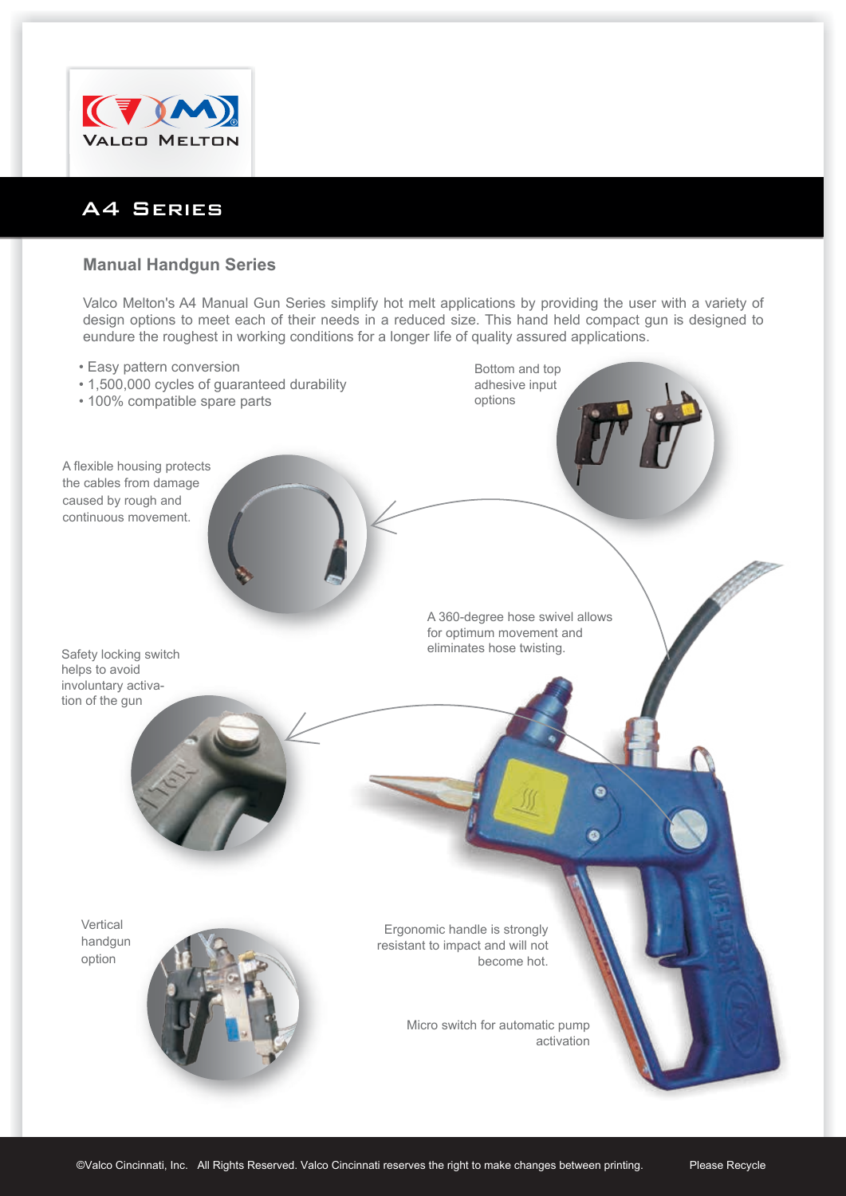VALCO MELTON

# A4 Series

## Manual Handgun Series

Valco Melton's A4 Manual Gun Series simplify hot melt applications by providing the user with a variety of design options to meet each of their needs in a reduced size. This hand held compact gun is designed to eundure the roughest in working conditions for a longer life of quality assured applications.

- Easy pattern conversion
- 1,500,000 cycles of guaranteed durability
- 100% compatible spare parts

Bottom and top adhesive input options

A flexible housing protects the cables from damage caused by rough and continuous movement.

A 360-degree hose swivel allows for optimum movement and eliminates hose twisting.

Safety locking switch helps to avoid involuntary activation of the gun

Vertical handgun option

Ergonomic handle is strongly resistant to impact and will not become hot.

Micro switch for automatic pump activation

©Valco Cincinnati, Inc. All Rights Reserved. Valco Cincinnati reserves the right to make changes between printing. Please Recycle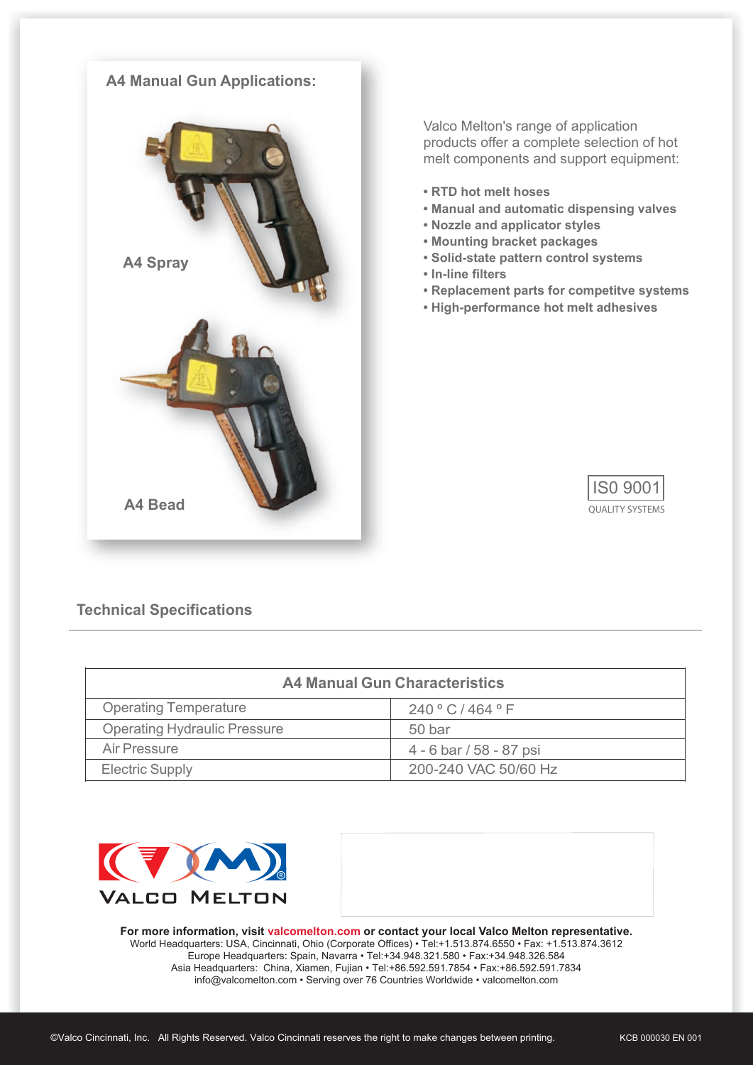## A4 Manual Gun Applications:

A4 Spray

A4 Bead

Valco Melton's range of application products offer a complete selection of hot melt components and support equipment:

- **RTD hot melt hoses**
- **Manual and automatic dispensing valves**
- **Nozzle and applicator styles**
- **Mounting bracket packages**
- **Solid-state pattern control systems**
- **In-line filters**
- **Replacement parts for competitve systems**
- **High-performance hot melt adhesives**

ISO 9001
QUALITY SYSTEMS

## Technical Specifications

| A4 Manual Gun Characteristics | |
|---|---|
| Operating Temperature | 240 ° C / 464 ° F |
| Operating Hydraulic Pressure | 50 bar |
| Air Pressure | 4 - 6 bar / 58 - 87 psi |
| Electric Supply | 200-240 VAC 50/60 Hz |

VALCO MELTON

**For more information, visit valcomelton.com or contact your local Valco Melton representative.**
World Headquarters: USA, Cincinnati, Ohio (Corporate Offices) • Tel:+1.513.874.6550 • Fax: +1.513.874.3612
Europe Headquarters: Spain, Navarra • Tel:+34.948.321.580 • Fax:+34.948.326.584
Asia Headquarters: China, Xiamen, Fujian • Tel:+86.592.591.7854 • Fax:+86.592.591.7834
info@valcomelton.com • Serving over 76 Countries Worldwide • valcomelton.com

©Valco Cincinnati, Inc. All Rights Reserved. Valco Cincinnati reserves the right to make changes between printing. KCB 000030 EN 001